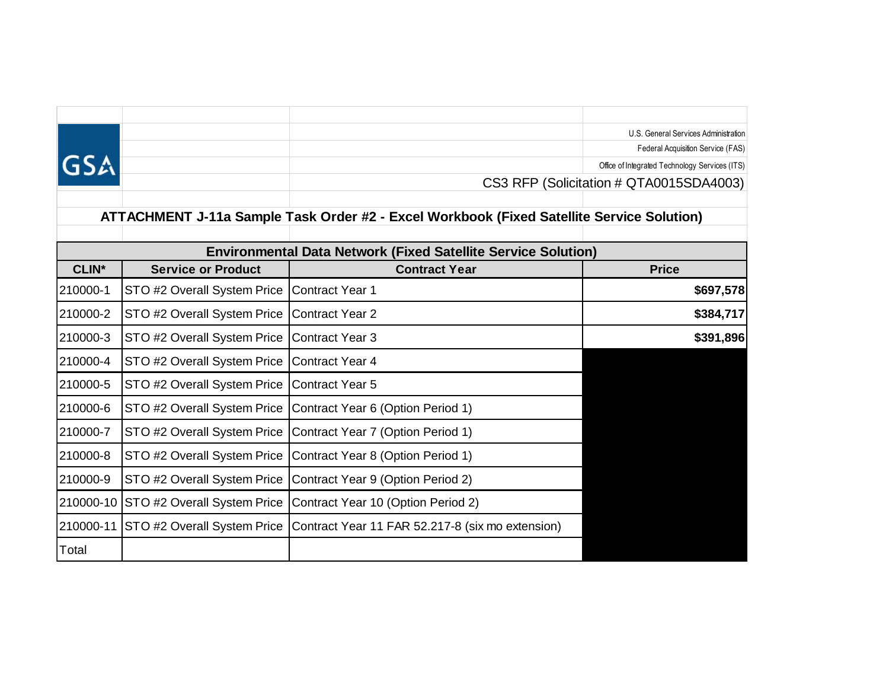U.S. General Services Administration

Federal Acquisition Service (FAS)

Office of Integrated Technology Services (ITS)

CS3 RFP (Solicitation # QTA0015SDA4003)

## ATTACHMENT J-11a Sample Task Order #2 - Excel Workbook (Fixed Satellite Service Solution)

| Environmental Data Network (Fixed Satellite Service Solution) | | | |
|---|---|---|---|
| **CLIN*** | **Service or Product** | **Contract Year** | **Price** |
| 210000-1 | STO #2 Overall System Price | Contract Year 1 | **$697,578** |
| 210000-2 | STO #2 Overall System Price | Contract Year 2 | **$384,717** |
| 210000-3 | STO #2 Overall System Price | Contract Year 3 | **$391,896** |
| 210000-4 | STO #2 Overall System Price | Contract Year 4 | |
| 210000-5 | STO #2 Overall System Price | Contract Year 5 | |
| 210000-6 | STO #2 Overall System Price | Contract Year 6 (Option Period 1) | |
| 210000-7 | STO #2 Overall System Price | Contract Year 7 (Option Period 1) | |
| 210000-8 | STO #2 Overall System Price | Contract Year 8 (Option Period 1) | |
| 210000-9 | STO #2 Overall System Price | Contract Year 9 (Option Period 2) | |
| 210000-10 | STO #2 Overall System Price | Contract Year 10 (Option Period 2) | |
| 210000-11 | STO #2 Overall System Price | Contract Year 11 FAR 52.217-8 (six mo extension) | |
| Total | | | |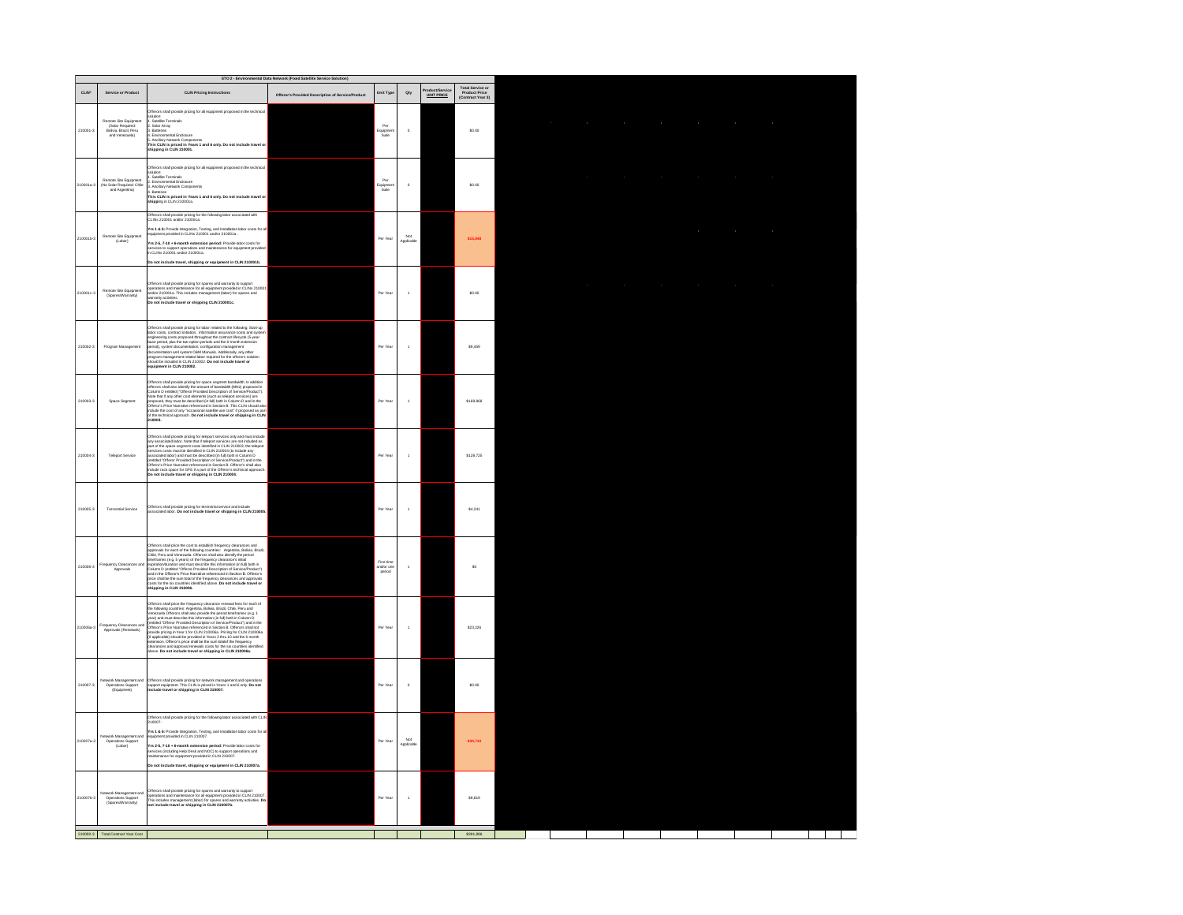| STO 2 - Environmental Data Network (Fixed Satellite Service Solution) | | | | | | | |
|---|---|---|---|---|---|---|---|
| CLIN* | Service or Product | CLIN Pricing Instructions | Offeror's Provided Description of Service/Product | Unit Type | Qty | Product/Service UNIT PRICE | Total Service or Product Price (Contract Year 3) |
| 210001-3 | Remote Site Equipment (Solar Required: Bolivia, Brazil, Peru and Venezuela) | Offerors shall provide pricing for all equipment proposed in the technical solution: 1. Satellite Terminals 2. Solar Array 3. Batteries 4. Environmental Enclosure 5. Ancillary Network Components **This CLIN is priced in Years 1 and 6 only. Do not include travel or shipping in CLIN 210001.** | | Per Equipment Suite | 0 | | $0.00 |
| 210001a-3 | Remote Site Equipment (No Solar Required: Chile and Argentina) | Offerors shall provide pricing for all equipment proposed in the technical solution: 1. Satellite Terminals 2. Environmental Enclosure 3. Ancillary Network Components 4. Batteries **This CLIN is priced in Years 1 and 6 only. Do not include travel or shipping in CLIN 210001a.** | | Per Equipment Suite | 0 | | $0.00 |
| 210001b-3 | Remote Site Equipment (Labor) | Offerors shall provide pricing for the following labor associated with CLINs 210001 and/or 210001a: **Yrs 1 & 6:** Provide Integration, Testing, and Installation labor costs for all equipment provided in CLINs 210001 and/or 210001a . **Yrs 2-5, 7-10 + 6-month extension period:** Provide labor costs for services to support operations and maintenance for equipment provided in CLINs 210001 and/or 210001a. **Do not include travel, shipping or equipment in CLIN 210001b.** | | Per Year | Not Applicable | | $15,948 |
| 210001c-3 | Remote Site Equipment (Spares/Warranty) | Offerors shall provide pricing for spares and warranty to support operations and maintenance for all equipment provided in CLINs 210001 and/or 210001a. This includes management (labor) for spares and warranty activities. **Do not include travel or shipping CLIN 210001c.** | | Per Year | 1 | | $0.00 |
| 210002-3 | Program Management | Offerors shall provide pricing for labor related to the following: Start-up labor costs, contract initiation, information assurance costs and system engineering costs proposed throughout the contract lifecycle (5-year base period, plus the two option periods and the 6-month extension period), system documentation, configuration management documentation and system O&M Manuals. Additionally, any other program management related labor required for the offerors solution should be included in CLIN 210002. **Do not include travel or equipment in CLIN 210002.** | | Per Year | 1 | | $8,459 |
| 210003-3 | Space Segment | Offerors shall provide pricing for space segment bandwidth. In addition offerors shall also identify the amount of bandwidth (MHz) proposed in Column D entitled "Offeror Provided Description of Service/Product"). Note that if any other cost elements (such as teleport services) are proposed, they must be described (in full) both in Column D and in the Offeror's Price Narrative referenced in Section B. This CLIN should also include the cost of any "occasional satellite use cost" if proposed as part of the technical approach. **Do not include travel or shipping in CLIN 210003.** | | Per Year | 1 | | $169,868 |
| 210004-3 | Teleport Service | Offerors shall provide pricing for teleport services only and must include any associated labor. Note that if teleport services are not included as part of the space segment costs identified in CLIN 210003, the teleport services costs must be identified in CLIN 210004 (to include any associated labor) and must be described (in full) both in Column D (entitled "Offeror Provided Description of Service/Product") and in the Offeror's Price Narrative referenced in Section B. Offeror's shall also include rack space for GFE if a part of the Offeror's technical approach. **Do not include travel or shipping in CLIN 210004.** | | Per Year | 1 | | $128,725 |
| 210005-3 | Terrestrial Service | Offerors shall provide pricing for terrestrial service and include associated labor. **Do not include travel or shipping in CLIN 210005.** | | Per Year | 1 | | $4,241 |
| 210006-3 | Frequency Clearances and Approvals | Offerors shall price the cost to establish frequency clearances and approvals for each of the following countries: Argentina, Bolivia, Brazil, Chile, Peru and Venezuela. Offerors shall also identify the period timeframes (e.g. 5 years) of the frequency clearance's initial expiration/duration and must describe this information (in full) both in Column D (entitled "Offeror Provided Description of Service/Product") and in the Offeror's Price Narrative referenced in Section B. Offeror's price shall be the sum total of the frequency clearances and approvals costs for the six countries identified above. **Do not include travel or shipping in CLIN 210006.** | | First time and/or one period | 1 | | $0 |
| 210006a-3 | Frequency Clearances and Approvals (Renewals) | Offerors shall price the frequency clearance renewal fees for each of the following countries: Argentina, Bolivia, Brazil, Chile, Peru and Venezuela Offerors shall also provide the period timeframes (e.g. 1 year) and must describe this information (in full) both in Column D (entitled "Offeror Provided Description of Service/Product") and in the Offeror's Price Narrative referenced in Section B. Offerors shall not provide pricing in Year 1 for CLIN 210006a. Pricing for CLIN 210006a (if applicable) should be provided in Years 2 thru 10 and the 6 month extension. Offeror's price shall be the sum total of the frequency clearances and approval renewals costs for the six countries identified above. **Do not include travel or shipping in CLIN 210006a.** | | Per Year | 1 | | $23,226 |
| 210007-3 | Network Management and Operations Support (Equipment) | Offerors shall provide pricing for network management and operations support equipment. This CLIN is priced in Years 1 and 6 only. **Do not include travel or shipping in CLIN 210007.** | | Per Year | 0 | | $0.00 |
| 210007a-3 | Network Management and Operations Support (Labor) | Offerors shall provide pricing for the following labor associated with CLIN 210007: **Yrs 1 & 6:** Provide Integration, Testing, and Installation labor costs for all equipment provided in CLIN 210007. **Yrs 2-5, 7-10 + 6-month extension period:** Provide labor costs for services (including Help Desk and NOC) to support operations and maintenance for equipment provided in CLIN 210007. **Do not include travel, shipping or equipment in CLIN 210007a.** | | Per Year | Not Applicable | | $20,710 |
| 210007b-3 | Network Management and Operations Support (Spares/Warranty) | Offerors shall provide pricing for spares and warranty to support operations and maintenance for all equipment provided in CLIN 210007. This includes management (labor) for spares and warranty activities. **Do not include travel or shipping in CLIN 210007b.** | | Per Year | 1 | | $9,819 |
| 210000-3 | Total Contract Year Cost | | | | | | $381,996 |